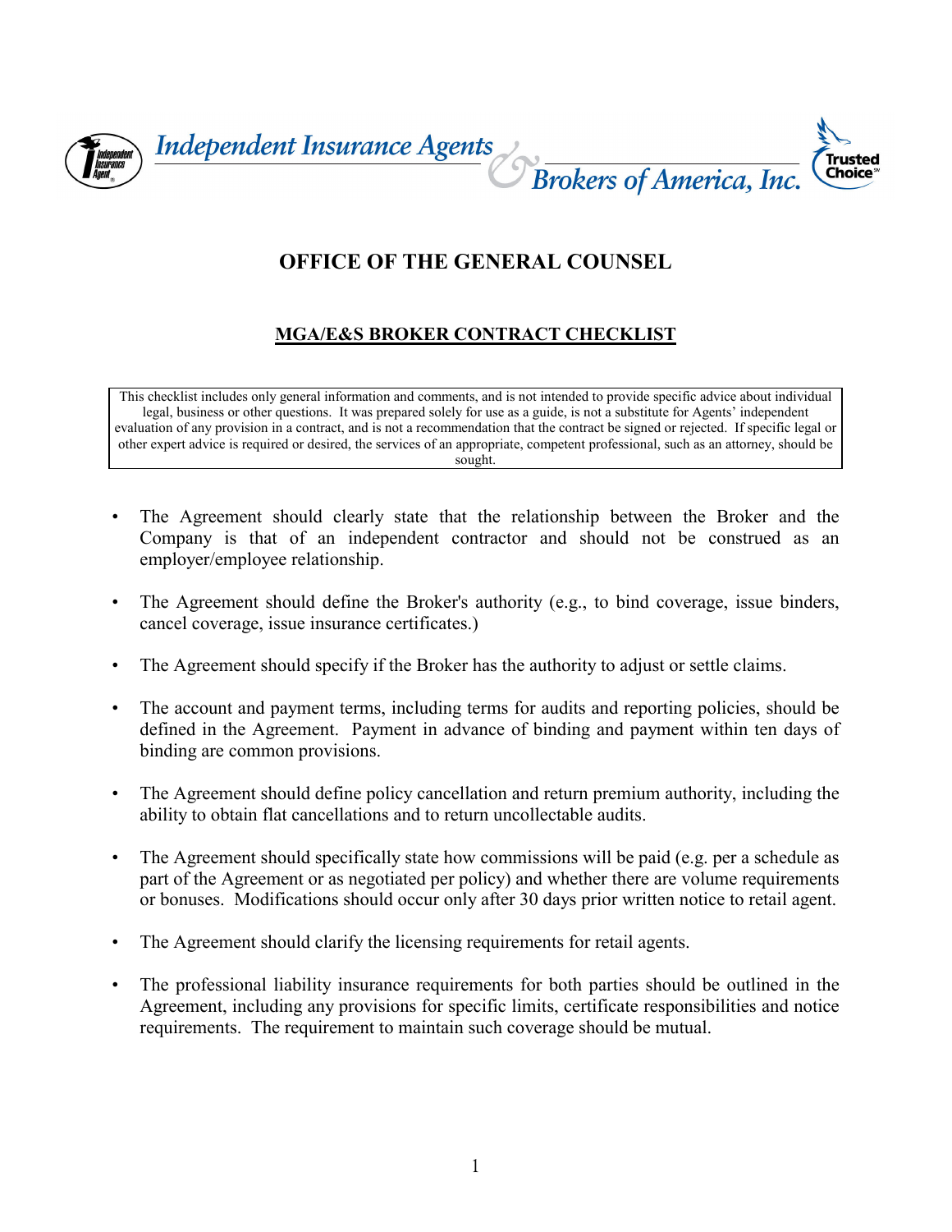Independent Insurance Agents & Brokers of America, Inc.

# OFFICE OF THE GENERAL COUNSEL

## MGA/E&S BROKER CONTRACT CHECKLIST

> This checklist includes only general information and comments, and is not intended to provide specific advice about individual legal, business or other questions. It was prepared solely for use as a guide, is not a substitute for Agents' independent evaluation of any provision in a contract, and is not a recommendation that the contract be signed or rejected. If specific legal or other expert advice is required or desired, the services of an appropriate, competent professional, such as an attorney, should be sought.

- The Agreement should clearly state that the relationship between the Broker and the Company is that of an independent contractor and should not be construed as an employer/employee relationship.

- The Agreement should define the Broker's authority (e.g., to bind coverage, issue binders, cancel coverage, issue insurance certificates.)

- The Agreement should specify if the Broker has the authority to adjust or settle claims.

- The account and payment terms, including terms for audits and reporting policies, should be defined in the Agreement. Payment in advance of binding and payment within ten days of binding are common provisions.

- The Agreement should define policy cancellation and return premium authority, including the ability to obtain flat cancellations and to return uncollectable audits.

- The Agreement should specifically state how commissions will be paid (e.g. per a schedule as part of the Agreement or as negotiated per policy) and whether there are volume requirements or bonuses. Modifications should occur only after 30 days prior written notice to retail agent.

- The Agreement should clarify the licensing requirements for retail agents.

- The professional liability insurance requirements for both parties should be outlined in the Agreement, including any provisions for specific limits, certificate responsibilities and notice requirements. The requirement to maintain such coverage should be mutual.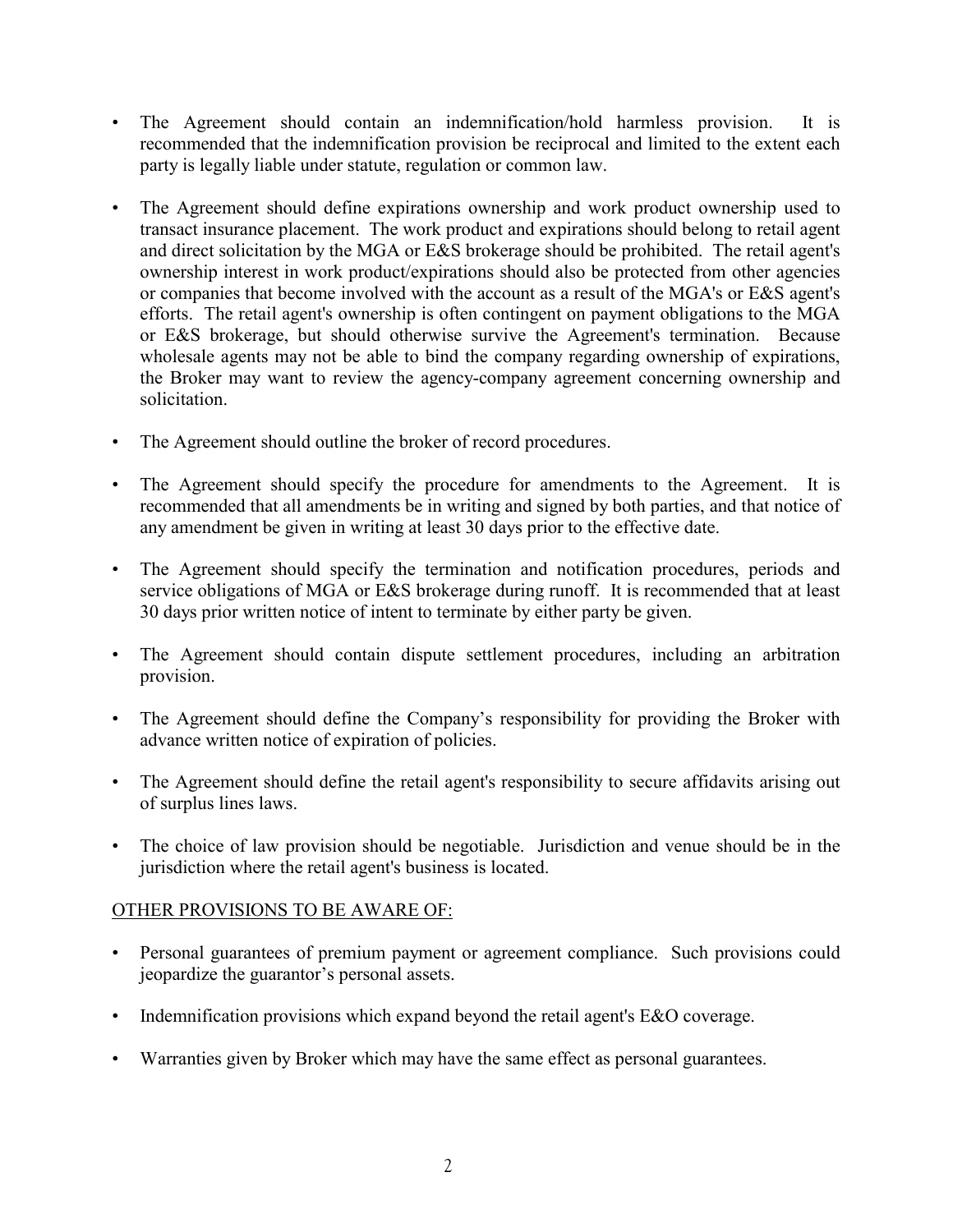- The Agreement should contain an indemnification/hold harmless provision. It is recommended that the indemnification provision be reciprocal and limited to the extent each party is legally liable under statute, regulation or common law.

- The Agreement should define expirations ownership and work product ownership used to transact insurance placement. The work product and expirations should belong to retail agent and direct solicitation by the MGA or E&S brokerage should be prohibited. The retail agent's ownership interest in work product/expirations should also be protected from other agencies or companies that become involved with the account as a result of the MGA's or E&S agent's efforts. The retail agent's ownership is often contingent on payment obligations to the MGA or E&S brokerage, but should otherwise survive the Agreement's termination. Because wholesale agents may not be able to bind the company regarding ownership of expirations, the Broker may want to review the agency-company agreement concerning ownership and solicitation.

- The Agreement should outline the broker of record procedures.

- The Agreement should specify the procedure for amendments to the Agreement. It is recommended that all amendments be in writing and signed by both parties, and that notice of any amendment be given in writing at least 30 days prior to the effective date.

- The Agreement should specify the termination and notification procedures, periods and service obligations of MGA or E&S brokerage during runoff. It is recommended that at least 30 days prior written notice of intent to terminate by either party be given.

- The Agreement should contain dispute settlement procedures, including an arbitration provision.

- The Agreement should define the Company's responsibility for providing the Broker with advance written notice of expiration of policies.

- The Agreement should define the retail agent's responsibility to secure affidavits arising out of surplus lines laws.

- The choice of law provision should be negotiable. Jurisdiction and venue should be in the jurisdiction where the retail agent's business is located.

<u>OTHER PROVISIONS TO BE AWARE OF:</u>

- Personal guarantees of premium payment or agreement compliance. Such provisions could jeopardize the guarantor's personal assets.

- Indemnification provisions which expand beyond the retail agent's E&O coverage.

- Warranties given by Broker which may have the same effect as personal guarantees.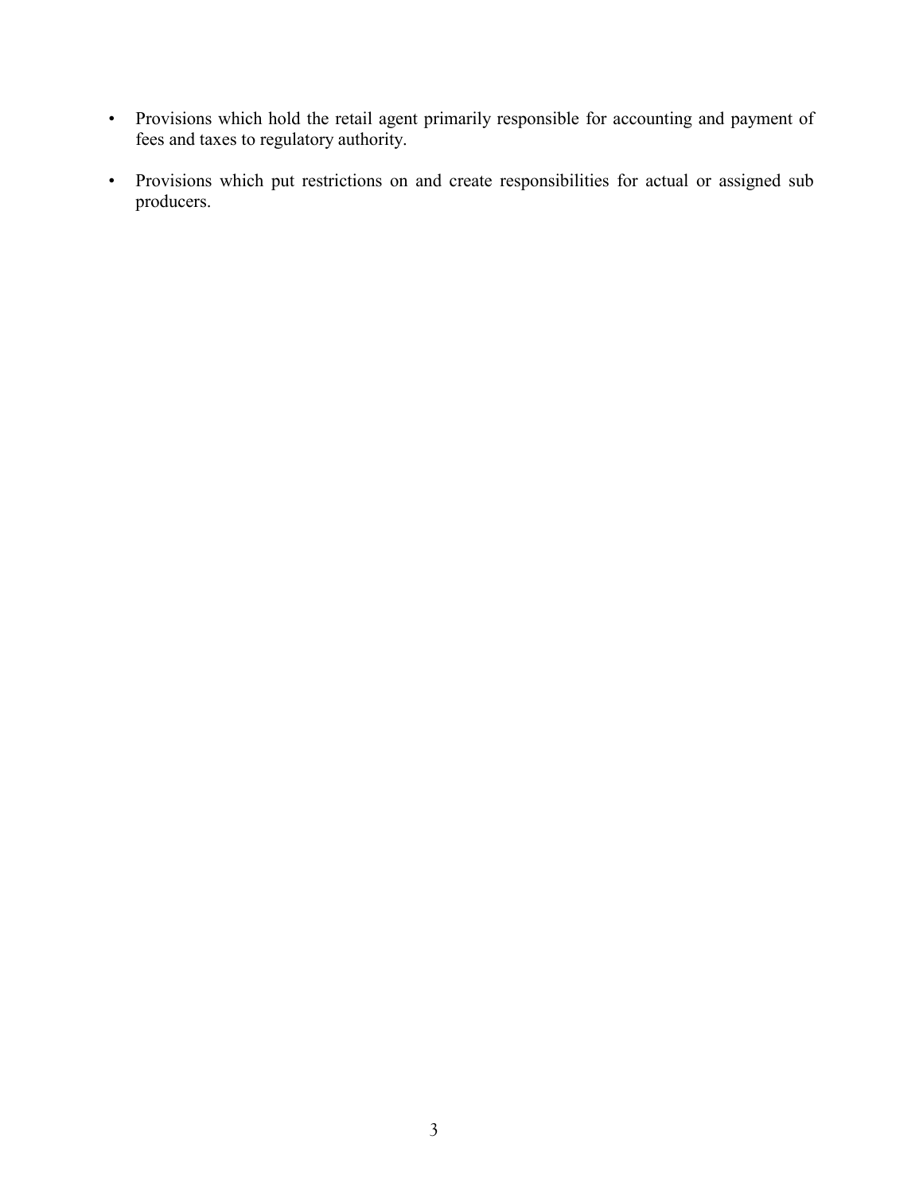- Provisions which hold the retail agent primarily responsible for accounting and payment of fees and taxes to regulatory authority.
- Provisions which put restrictions on and create responsibilities for actual or assigned sub producers.